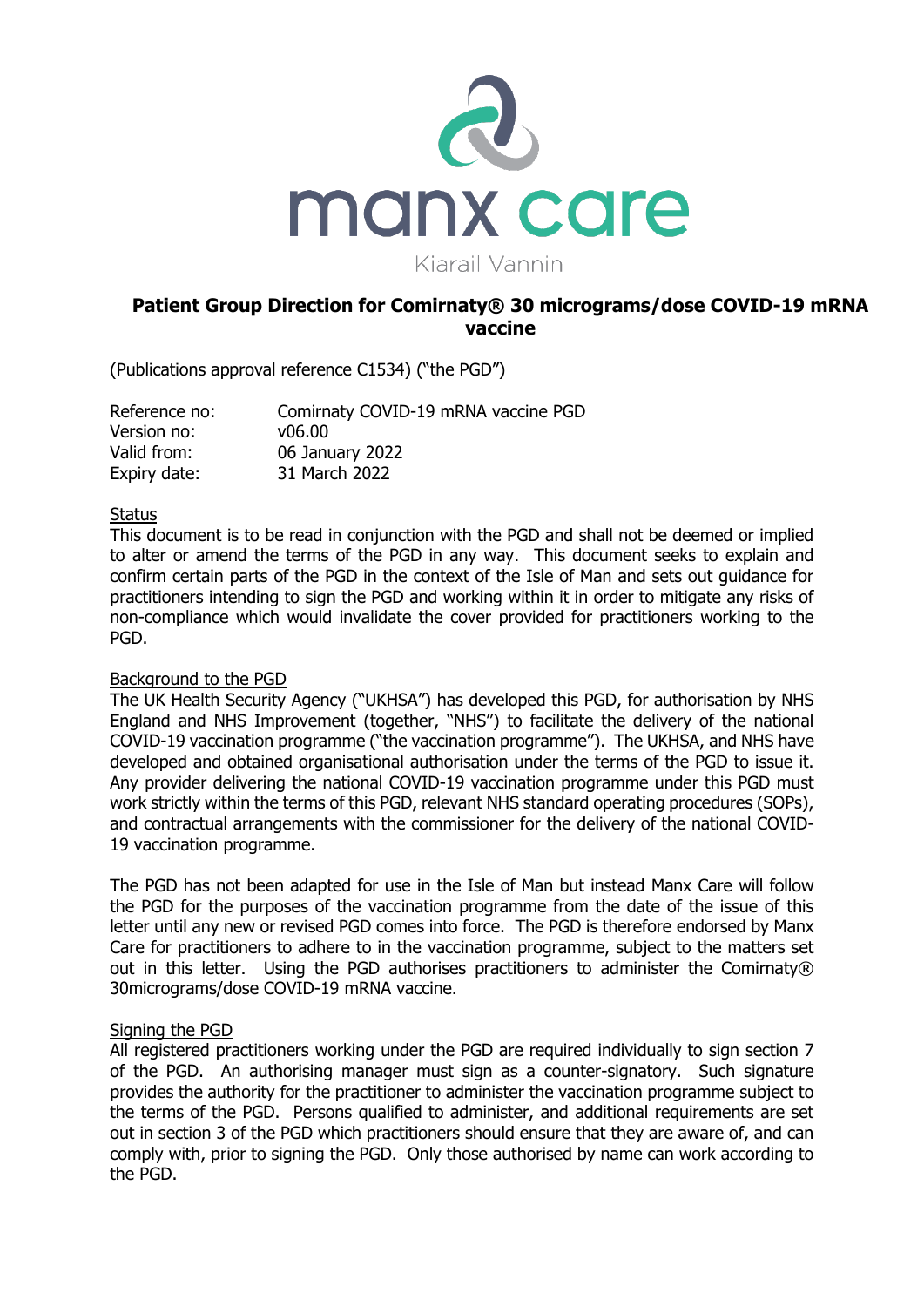manx care

Kiarail Vannin

## Patient Group Direction for Comirnaty® 30 micrograms/dose COVID-19 mRNA vaccine

(Publications approval reference C1534) ("the PGD")

| | |
|---|---|
| Reference no: | Comirnaty COVID-19 mRNA vaccine PGD |
| Version no: | v06.00 |
| Valid from: | 06 January 2022 |
| Expiry date: | 31 March 2022 |

### Status

This document is to be read in conjunction with the PGD and shall not be deemed or implied to alter or amend the terms of the PGD in any way. This document seeks to explain and confirm certain parts of the PGD in the context of the Isle of Man and sets out guidance for practitioners intending to sign the PGD and working within it in order to mitigate any risks of non-compliance which would invalidate the cover provided for practitioners working to the PGD.

### Background to the PGD

The UK Health Security Agency ("UKHSA") has developed this PGD, for authorisation by NHS England and NHS Improvement (together, "NHS") to facilitate the delivery of the national COVID-19 vaccination programme ("the vaccination programme"). The UKHSA, and NHS have developed and obtained organisational authorisation under the terms of the PGD to issue it. Any provider delivering the national COVID-19 vaccination programme under this PGD must work strictly within the terms of this PGD, relevant NHS standard operating procedures (SOPs), and contractual arrangements with the commissioner for the delivery of the national COVID-19 vaccination programme.

The PGD has not been adapted for use in the Isle of Man but instead Manx Care will follow the PGD for the purposes of the vaccination programme from the date of the issue of this letter until any new or revised PGD comes into force. The PGD is therefore endorsed by Manx Care for practitioners to adhere to in the vaccination programme, subject to the matters set out in this letter. Using the PGD authorises practitioners to administer the Comirnaty® 30micrograms/dose COVID-19 mRNA vaccine.

### Signing the PGD

All registered practitioners working under the PGD are required individually to sign section 7 of the PGD. An authorising manager must sign as a counter-signatory. Such signature provides the authority for the practitioner to administer the vaccination programme subject to the terms of the PGD. Persons qualified to administer, and additional requirements are set out in section 3 of the PGD which practitioners should ensure that they are aware of, and can comply with, prior to signing the PGD. Only those authorised by name can work according to the PGD.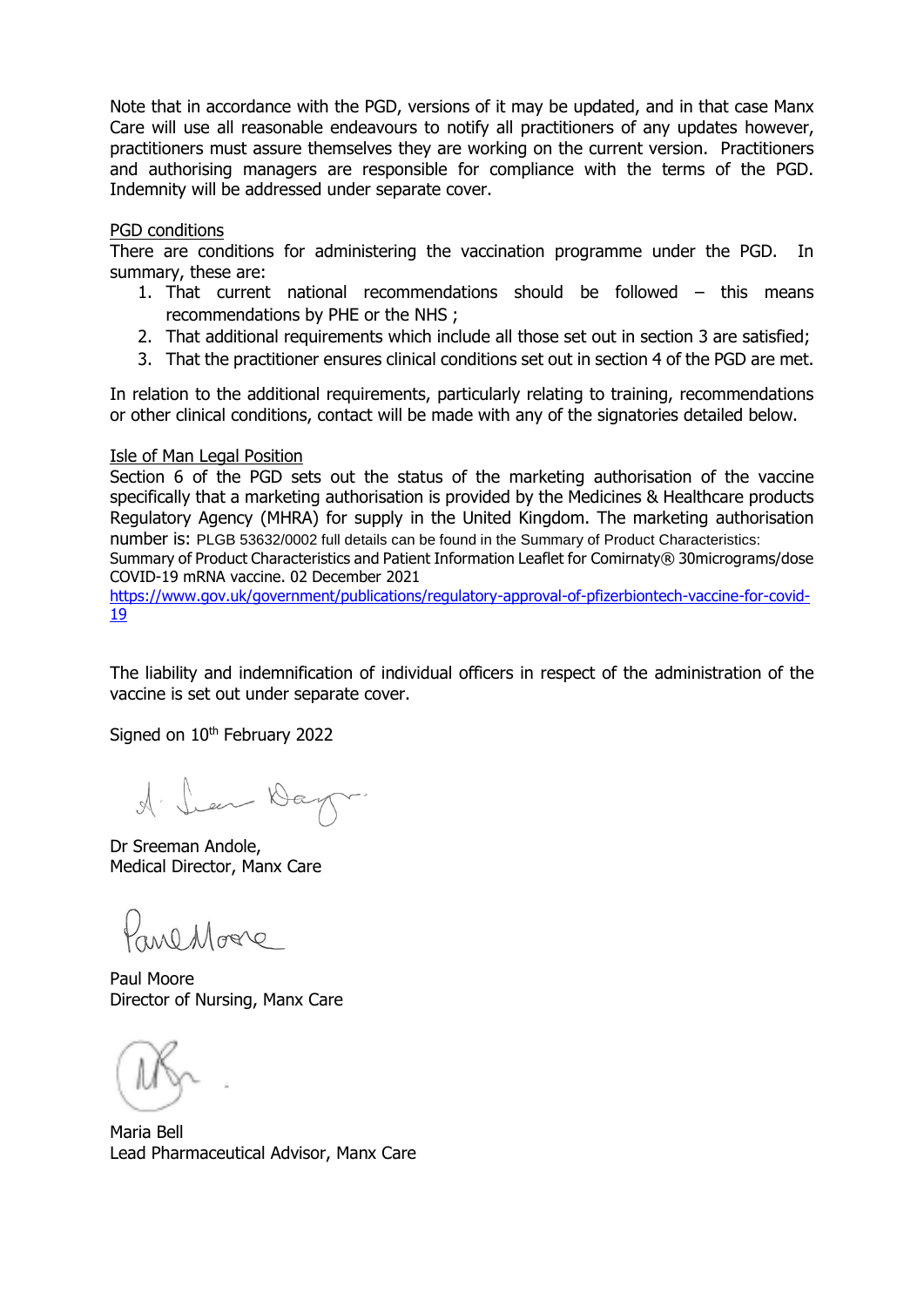Note that in accordance with the PGD, versions of it may be updated, and in that case Manx Care will use all reasonable endeavours to notify all practitioners of any updates however, practitioners must assure themselves they are working on the current version. Practitioners and authorising managers are responsible for compliance with the terms of the PGD. Indemnity will be addressed under separate cover.

PGD conditions

There are conditions for administering the vaccination programme under the PGD. In summary, these are:

1. That current national recommendations should be followed – this means recommendations by PHE or the NHS ;
2. That additional requirements which include all those set out in section 3 are satisfied;
3. That the practitioner ensures clinical conditions set out in section 4 of the PGD are met.

In relation to the additional requirements, particularly relating to training, recommendations or other clinical conditions, contact will be made with any of the signatories detailed below.

Isle of Man Legal Position

Section 6 of the PGD sets out the status of the marketing authorisation of the vaccine specifically that a marketing authorisation is provided by the Medicines & Healthcare products Regulatory Agency (MHRA) for supply in the United Kingdom. The marketing authorisation number is: PLGB 53632/0002 full details can be found in the Summary of Product Characteristics: Summary of Product Characteristics and Patient Information Leaflet for Comirnaty® 30micrograms/dose COVID-19 mRNA vaccine. 02 December 2021
https://www.gov.uk/government/publications/regulatory-approval-of-pfizerbiontech-vaccine-for-covid-19

The liability and indemnification of individual officers in respect of the administration of the vaccine is set out under separate cover.

Signed on 10th February 2022

Dr Sreeman Andole,
Medical Director, Manx Care

Paul Moore
Director of Nursing, Manx Care

Maria Bell
Lead Pharmaceutical Advisor, Manx Care